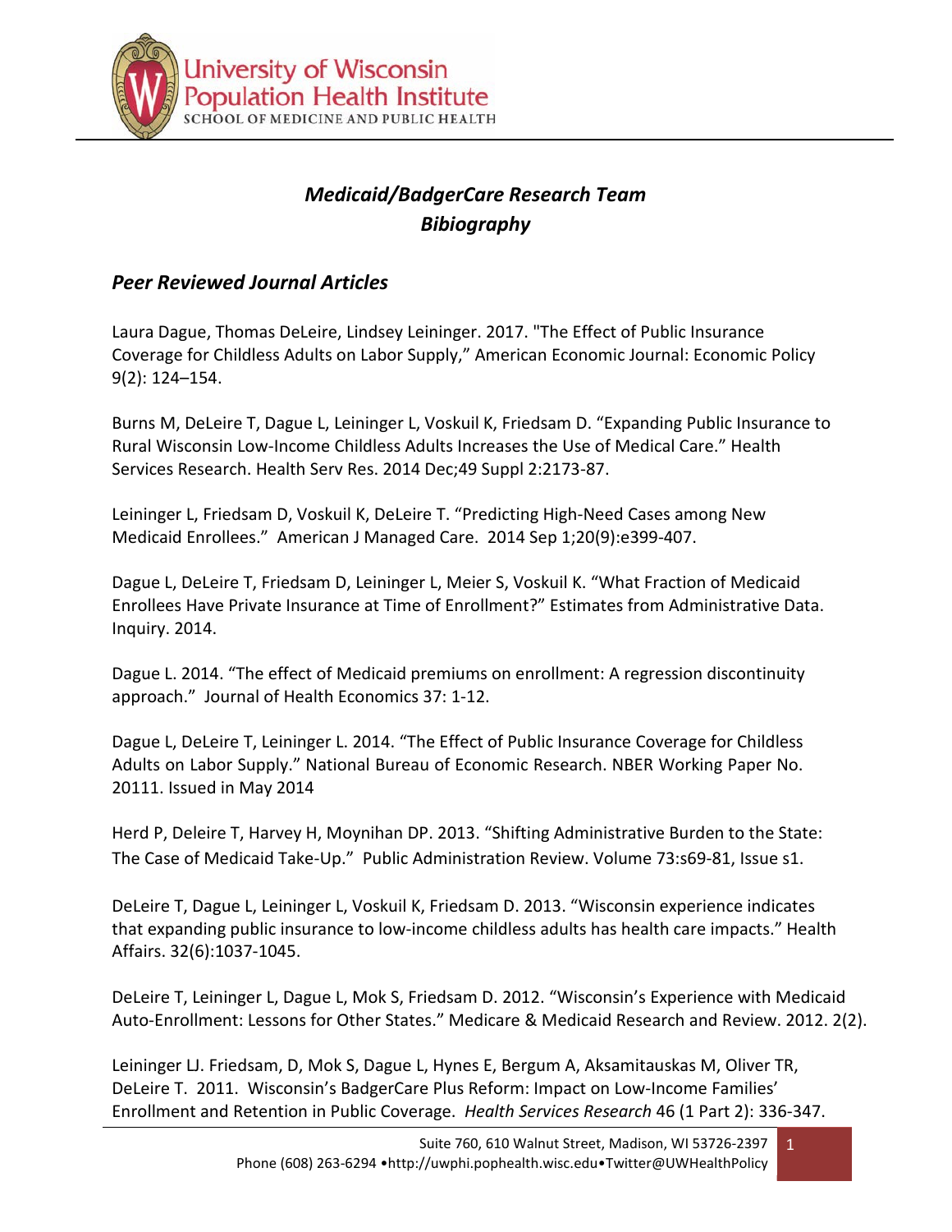University of Wisconsin Population Health Institute
SCHOOL OF MEDICINE AND PUBLIC HEALTH

# *Medicaid/BadgerCare Research Team Bibiography*

## *Peer Reviewed Journal Articles*

Laura Dague, Thomas DeLeire, Lindsey Leininger. 2017. "The Effect of Public Insurance Coverage for Childless Adults on Labor Supply," American Economic Journal: Economic Policy 9(2): 124–154.

Burns M, DeLeire T, Dague L, Leininger L, Voskuil K, Friedsam D. "Expanding Public Insurance to Rural Wisconsin Low-Income Childless Adults Increases the Use of Medical Care." Health Services Research. Health Serv Res. 2014 Dec;49 Suppl 2:2173-87.

Leininger L, Friedsam D, Voskuil K, DeLeire T. "Predicting High-Need Cases among New Medicaid Enrollees." American J Managed Care. 2014 Sep 1;20(9):e399-407.

Dague L, DeLeire T, Friedsam D, Leininger L, Meier S, Voskuil K. "What Fraction of Medicaid Enrollees Have Private Insurance at Time of Enrollment?" Estimates from Administrative Data. Inquiry. 2014.

Dague L. 2014. "The effect of Medicaid premiums on enrollment: A regression discontinuity approach." Journal of Health Economics 37: 1-12.

Dague L, DeLeire T, Leininger L. 2014. "The Effect of Public Insurance Coverage for Childless Adults on Labor Supply." National Bureau of Economic Research. NBER Working Paper No. 20111. Issued in May 2014

Herd P, Deleire T, Harvey H, Moynihan DP. 2013. "Shifting Administrative Burden to the State: The Case of Medicaid Take-Up." Public Administration Review. Volume 73:s69-81, Issue s1.

DeLeire T, Dague L, Leininger L, Voskuil K, Friedsam D. 2013. "Wisconsin experience indicates that expanding public insurance to low-income childless adults has health care impacts." Health Affairs. 32(6):1037-1045.

DeLeire T, Leininger L, Dague L, Mok S, Friedsam D. 2012. "Wisconsin's Experience with Medicaid Auto-Enrollment: Lessons for Other States." Medicare & Medicaid Research and Review. 2012. 2(2).

Leininger LJ. Friedsam, D, Mok S, Dague L, Hynes E, Bergum A, Aksamitauskas M, Oliver TR, DeLeire T. 2011. Wisconsin's BadgerCare Plus Reform: Impact on Low-Income Families' Enrollment and Retention in Public Coverage. *Health Services Research* 46 (1 Part 2): 336-347.

Suite 760, 610 Walnut Street, Madison, WI 53726-2397
Phone (608) 263-6294 •http://uwphi.pophealth.wisc.edu•Twitter@UWHealthPolicy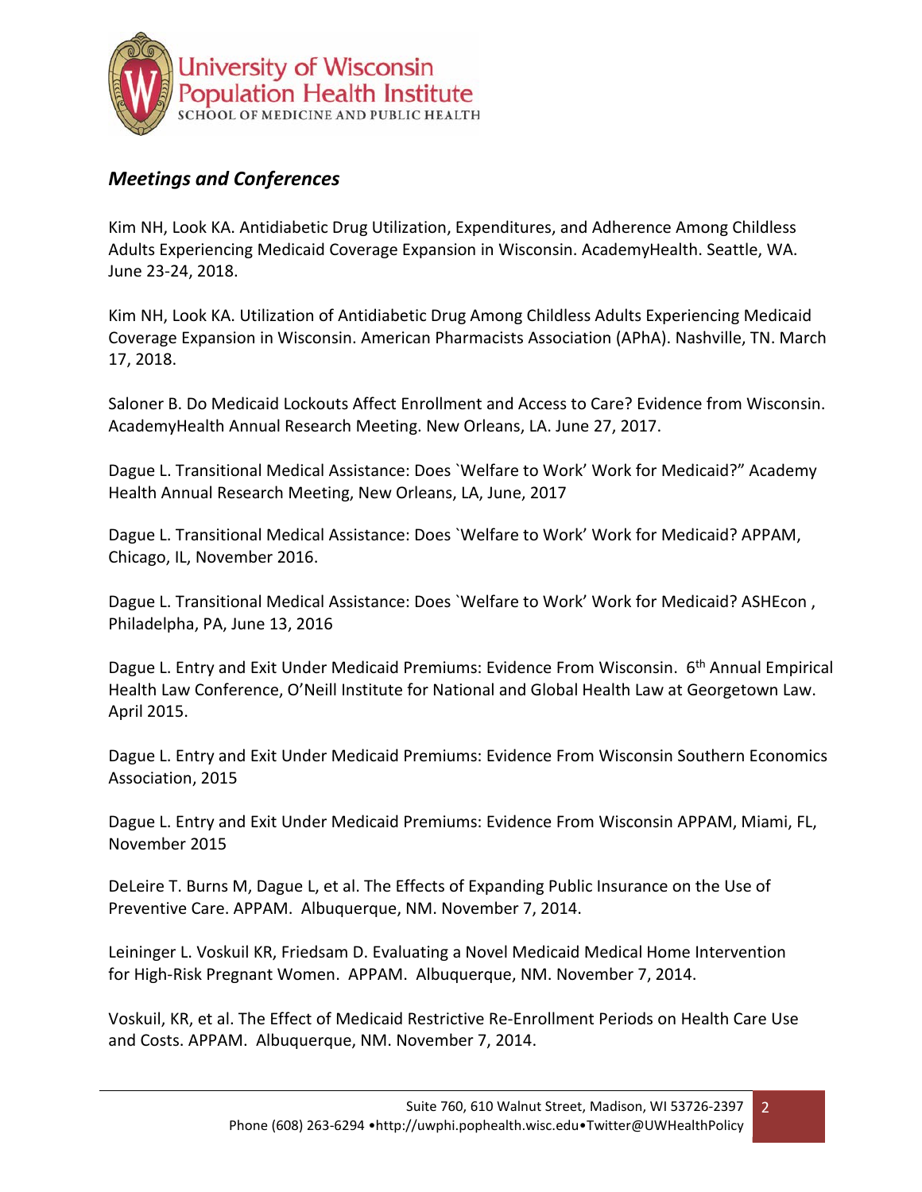## *Meetings and Conferences*

Kim NH, Look KA. Antidiabetic Drug Utilization, Expenditures, and Adherence Among Childless Adults Experiencing Medicaid Coverage Expansion in Wisconsin. AcademyHealth. Seattle, WA. June 23-24, 2018.

Kim NH, Look KA. Utilization of Antidiabetic Drug Among Childless Adults Experiencing Medicaid Coverage Expansion in Wisconsin. American Pharmacists Association (APhA). Nashville, TN. March 17, 2018.

Saloner B. Do Medicaid Lockouts Affect Enrollment and Access to Care? Evidence from Wisconsin. AcademyHealth Annual Research Meeting. New Orleans, LA. June 27, 2017.

Dague L. Transitional Medical Assistance: Does `Welfare to Work' Work for Medicaid?" Academy Health Annual Research Meeting, New Orleans, LA, June, 2017

Dague L. Transitional Medical Assistance: Does `Welfare to Work' Work for Medicaid? APPAM, Chicago, IL, November 2016.

Dague L. Transitional Medical Assistance: Does `Welfare to Work' Work for Medicaid? ASHEcon , Philadelpha, PA, June 13, 2016

Dague L. Entry and Exit Under Medicaid Premiums: Evidence From Wisconsin. 6th Annual Empirical Health Law Conference, O'Neill Institute for National and Global Health Law at Georgetown Law. April 2015.

Dague L. Entry and Exit Under Medicaid Premiums: Evidence From Wisconsin Southern Economics Association, 2015

Dague L. Entry and Exit Under Medicaid Premiums: Evidence From Wisconsin APPAM, Miami, FL, November 2015

DeLeire T. Burns M, Dague L, et al. The Effects of Expanding Public Insurance on the Use of Preventive Care. APPAM. Albuquerque, NM. November 7, 2014.

Leininger L. Voskuil KR, Friedsam D. Evaluating a Novel Medicaid Medical Home Intervention for High-Risk Pregnant Women. APPAM. Albuquerque, NM. November 7, 2014.

Voskuil, KR, et al. The Effect of Medicaid Restrictive Re-Enrollment Periods on Health Care Use and Costs. APPAM. Albuquerque, NM. November 7, 2014.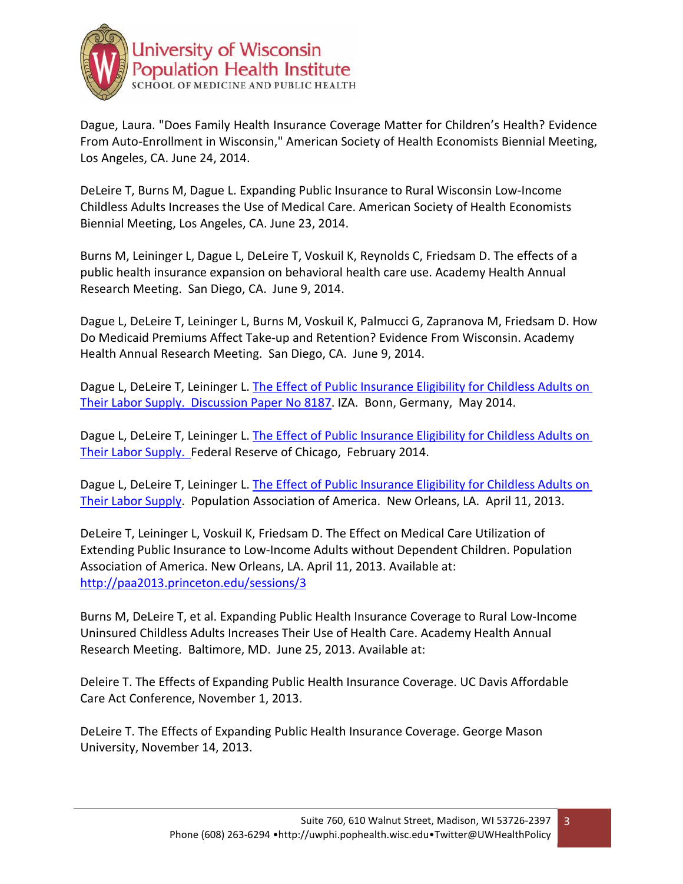Dague, Laura. "Does Family Health Insurance Coverage Matter for Children's Health? Evidence From Auto-Enrollment in Wisconsin," American Society of Health Economists Biennial Meeting, Los Angeles, CA. June 24, 2014.

DeLeire T, Burns M, Dague L. Expanding Public Insurance to Rural Wisconsin Low-Income Childless Adults Increases the Use of Medical Care. American Society of Health Economists Biennial Meeting, Los Angeles, CA. June 23, 2014.

Burns M, Leininger L, Dague L, DeLeire T, Voskuil K, Reynolds C, Friedsam D. The effects of a public health insurance expansion on behavioral health care use. Academy Health Annual Research Meeting. San Diego, CA. June 9, 2014.

Dague L, DeLeire T, Leininger L, Burns M, Voskuil K, Palmucci G, Zapranova M, Friedsam D. How Do Medicaid Premiums Affect Take-up and Retention? Evidence From Wisconsin. Academy Health Annual Research Meeting. San Diego, CA. June 9, 2014.

Dague L, DeLeire T, Leininger L. The Effect of Public Insurance Eligibility for Childless Adults on Their Labor Supply. Discussion Paper No 8187. IZA. Bonn, Germany, May 2014.

Dague L, DeLeire T, Leininger L. The Effect of Public Insurance Eligibility for Childless Adults on Their Labor Supply. Federal Reserve of Chicago, February 2014.

Dague L, DeLeire T, Leininger L. The Effect of Public Insurance Eligibility for Childless Adults on Their Labor Supply. Population Association of America. New Orleans, LA. April 11, 2013.

DeLeire T, Leininger L, Voskuil K, Friedsam D. The Effect on Medical Care Utilization of Extending Public Insurance to Low-Income Adults without Dependent Children. Population Association of America. New Orleans, LA. April 11, 2013. Available at: http://paa2013.princeton.edu/sessions/3

Burns M, DeLeire T, et al. Expanding Public Health Insurance Coverage to Rural Low-Income Uninsured Childless Adults Increases Their Use of Health Care. Academy Health Annual Research Meeting. Baltimore, MD. June 25, 2013. Available at:

Deleire T. The Effects of Expanding Public Health Insurance Coverage. UC Davis Affordable Care Act Conference, November 1, 2013.

DeLeire T. The Effects of Expanding Public Health Insurance Coverage. George Mason University, November 14, 2013.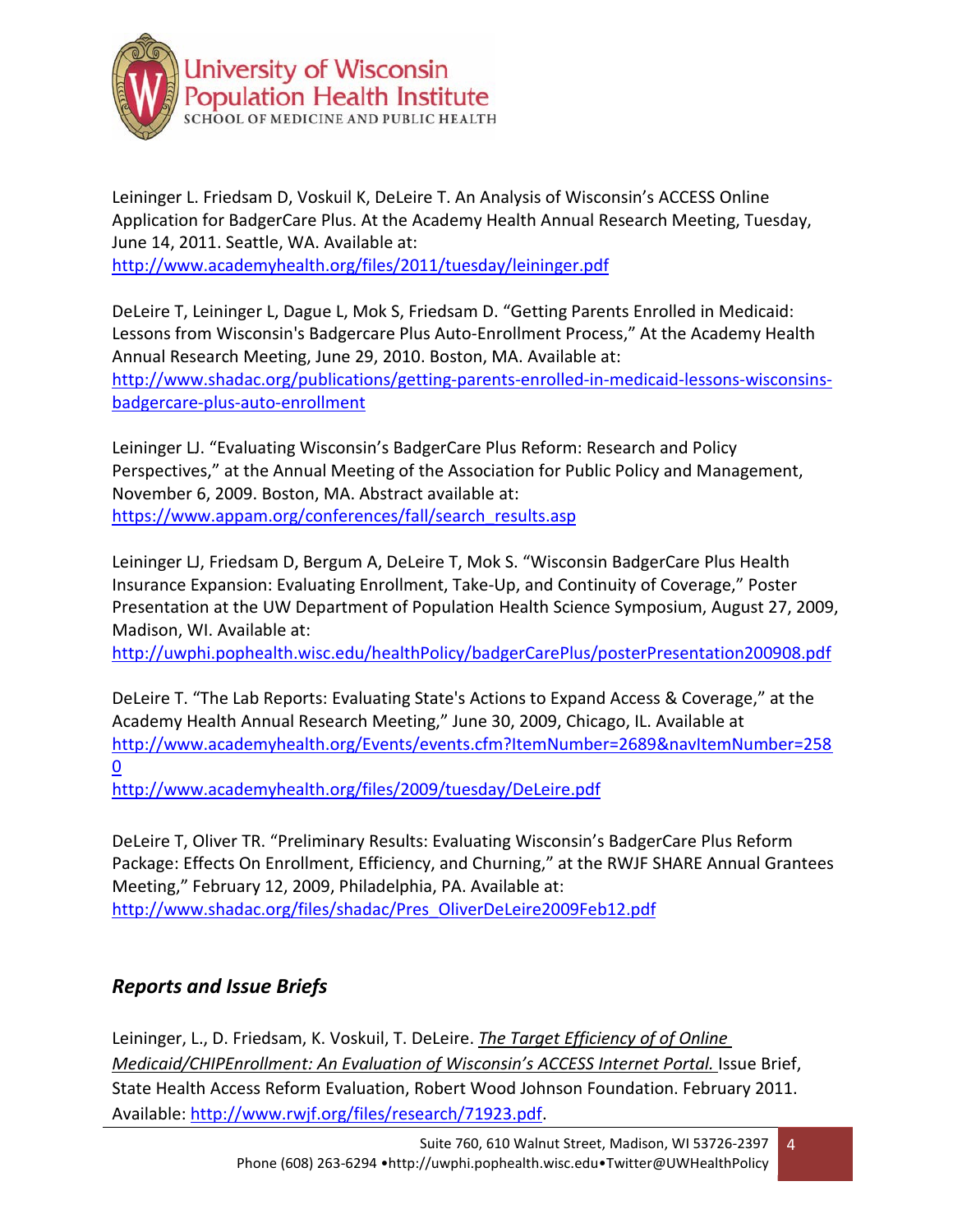Leininger L. Friedsam D, Voskuil K, DeLeire T. An Analysis of Wisconsin's ACCESS Online Application for BadgerCare Plus. At the Academy Health Annual Research Meeting, Tuesday, June 14, 2011. Seattle, WA. Available at: http://www.academyhealth.org/files/2011/tuesday/leininger.pdf

DeLeire T, Leininger L, Dague L, Mok S, Friedsam D. "Getting Parents Enrolled in Medicaid: Lessons from Wisconsin's Badgercare Plus Auto-Enrollment Process," At the Academy Health Annual Research Meeting, June 29, 2010. Boston, MA. Available at: http://www.shadac.org/publications/getting-parents-enrolled-in-medicaid-lessons-wisconsins-badgercare-plus-auto-enrollment

Leininger LJ. "Evaluating Wisconsin's BadgerCare Plus Reform: Research and Policy Perspectives," at the Annual Meeting of the Association for Public Policy and Management, November 6, 2009. Boston, MA. Abstract available at: https://www.appam.org/conferences/fall/search_results.asp

Leininger LJ, Friedsam D, Bergum A, DeLeire T, Mok S. "Wisconsin BadgerCare Plus Health Insurance Expansion: Evaluating Enrollment, Take-Up, and Continuity of Coverage," Poster Presentation at the UW Department of Population Health Science Symposium, August 27, 2009, Madison, WI. Available at: http://uwphi.pophealth.wisc.edu/healthPolicy/badgerCarePlus/posterPresentation200908.pdf

DeLeire T. "The Lab Reports: Evaluating State's Actions to Expand Access & Coverage," at the Academy Health Annual Research Meeting," June 30, 2009, Chicago, IL. Available at http://www.academyhealth.org/Events/events.cfm?ItemNumber=2689&navItemNumber=2580
http://www.academyhealth.org/files/2009/tuesday/DeLeire.pdf

DeLeire T, Oliver TR. "Preliminary Results: Evaluating Wisconsin's BadgerCare Plus Reform Package: Effects On Enrollment, Efficiency, and Churning," at the RWJF SHARE Annual Grantees Meeting," February 12, 2009, Philadelphia, PA. Available at: http://www.shadac.org/files/shadac/Pres_OliverDeLeire2009Feb12.pdf

### *Reports and Issue Briefs*

Leininger, L., D. Friedsam, K. Voskuil, T. DeLeire. *The Target Efficiency of of Online Medicaid/CHIPEnrollment: An Evaluation of Wisconsin's ACCESS Internet Portal.* Issue Brief, State Health Access Reform Evaluation, Robert Wood Johnson Foundation. February 2011. Available: http://www.rwjf.org/files/research/71923.pdf.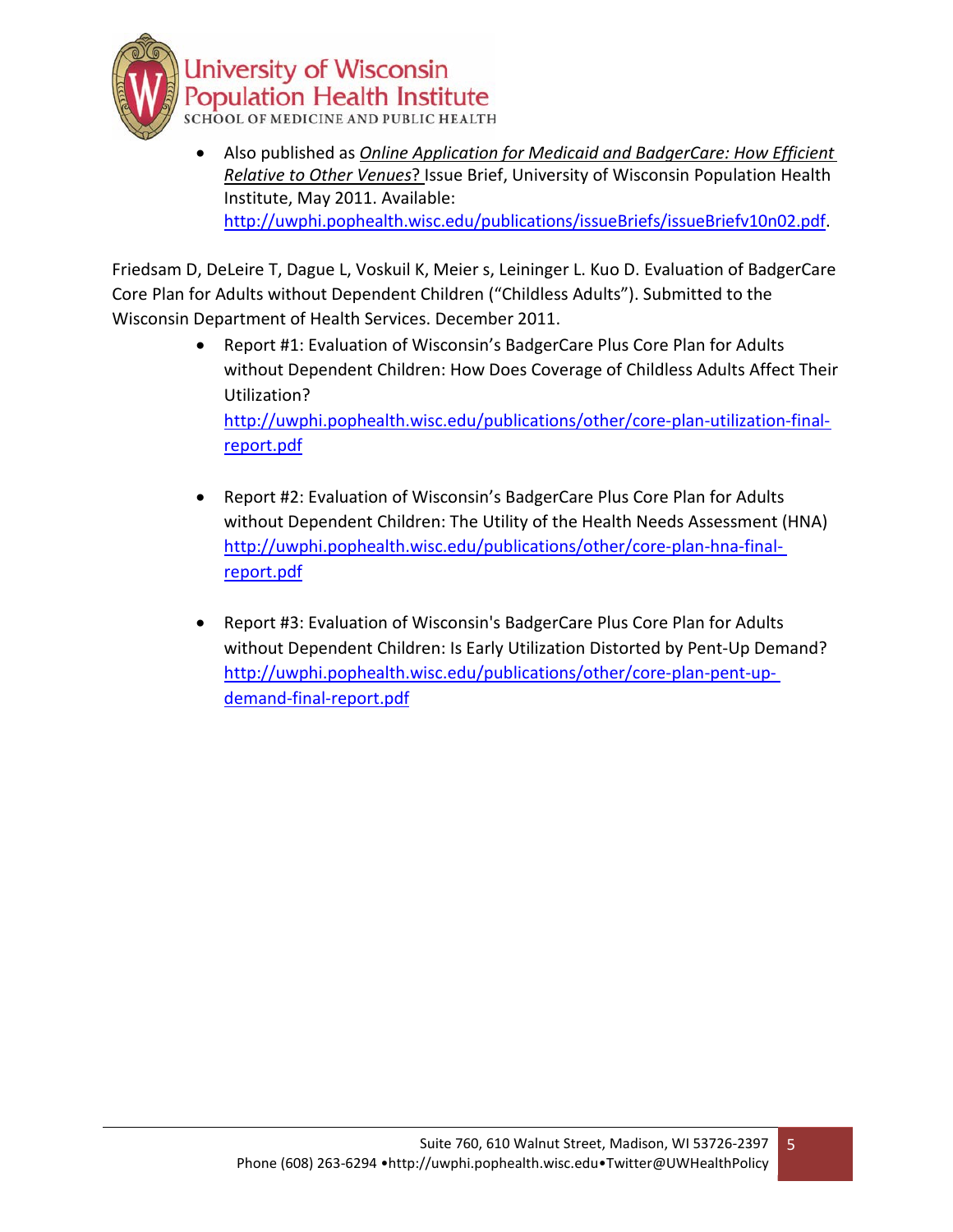- Also published as *Online Application for Medicaid and BadgerCare: How Efficient Relative to Other Venues*? Issue Brief, University of Wisconsin Population Health Institute, May 2011. Available: http://uwphi.pophealth.wisc.edu/publications/issueBriefs/issueBriefv10n02.pdf.

Friedsam D, DeLeire T, Dague L, Voskuil K, Meier s, Leininger L. Kuo D. Evaluation of BadgerCare Core Plan for Adults without Dependent Children ("Childless Adults"). Submitted to the Wisconsin Department of Health Services. December 2011.

- Report #1: Evaluation of Wisconsin's BadgerCare Plus Core Plan for Adults without Dependent Children: How Does Coverage of Childless Adults Affect Their Utilization? http://uwphi.pophealth.wisc.edu/publications/other/core-plan-utilization-final-report.pdf

- Report #2: Evaluation of Wisconsin's BadgerCare Plus Core Plan for Adults without Dependent Children: The Utility of the Health Needs Assessment (HNA) http://uwphi.pophealth.wisc.edu/publications/other/core-plan-hna-final-report.pdf

- Report #3: Evaluation of Wisconsin's BadgerCare Plus Core Plan for Adults without Dependent Children: Is Early Utilization Distorted by Pent-Up Demand? http://uwphi.pophealth.wisc.edu/publications/other/core-plan-pent-up-demand-final-report.pdf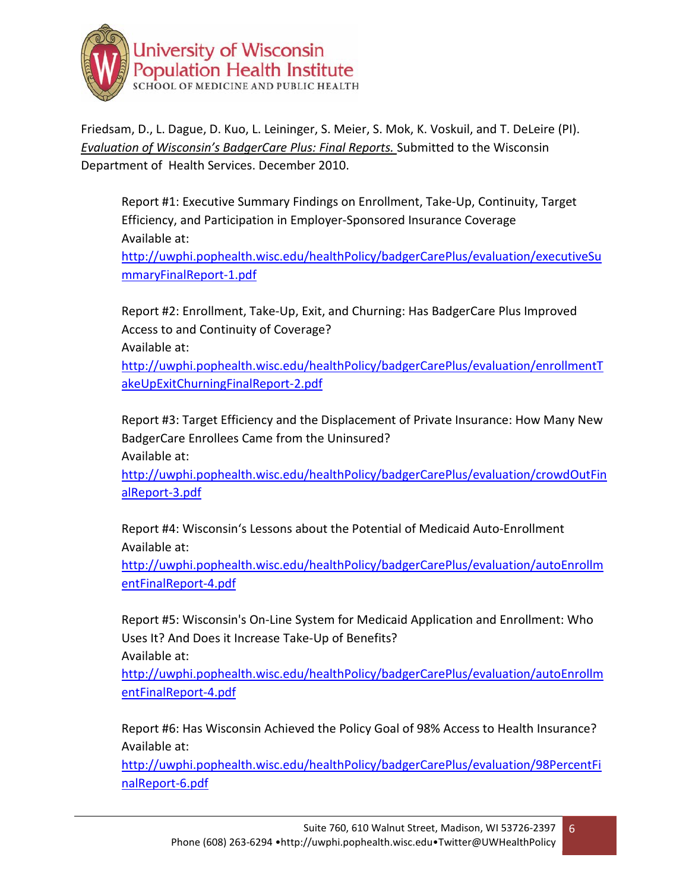Friedsam, D., L. Dague, D. Kuo, L. Leininger, S. Meier, S. Mok, K. Voskuil, and T. DeLeire (PI). *Evaluation of Wisconsin's BadgerCare Plus: Final Reports.* Submitted to the Wisconsin Department of Health Services. December 2010.

Report #1: Executive Summary Findings on Enrollment, Take-Up, Continuity, Target Efficiency, and Participation in Employer-Sponsored Insurance Coverage
Available at:
http://uwphi.pophealth.wisc.edu/healthPolicy/badgerCarePlus/evaluation/executiveSummaryFinalReport-1.pdf

Report #2: Enrollment, Take-Up, Exit, and Churning: Has BadgerCare Plus Improved Access to and Continuity of Coverage?
Available at:
http://uwphi.pophealth.wisc.edu/healthPolicy/badgerCarePlus/evaluation/enrollmentTakeUpExitChurningFinalReport-2.pdf

Report #3: Target Efficiency and the Displacement of Private Insurance: How Many New BadgerCare Enrollees Came from the Uninsured?
Available at:
http://uwphi.pophealth.wisc.edu/healthPolicy/badgerCarePlus/evaluation/crowdOutFinalReport-3.pdf

Report #4: Wisconsin's Lessons about the Potential of Medicaid Auto-Enrollment
Available at:
http://uwphi.pophealth.wisc.edu/healthPolicy/badgerCarePlus/evaluation/autoEnrollmentFinalReport-4.pdf

Report #5: Wisconsin's On-Line System for Medicaid Application and Enrollment: Who Uses It? And Does it Increase Take-Up of Benefits?
Available at:
http://uwphi.pophealth.wisc.edu/healthPolicy/badgerCarePlus/evaluation/autoEnrollmentFinalReport-4.pdf

Report #6: Has Wisconsin Achieved the Policy Goal of 98% Access to Health Insurance?
Available at:
http://uwphi.pophealth.wisc.edu/healthPolicy/badgerCarePlus/evaluation/98PercentFinalReport-6.pdf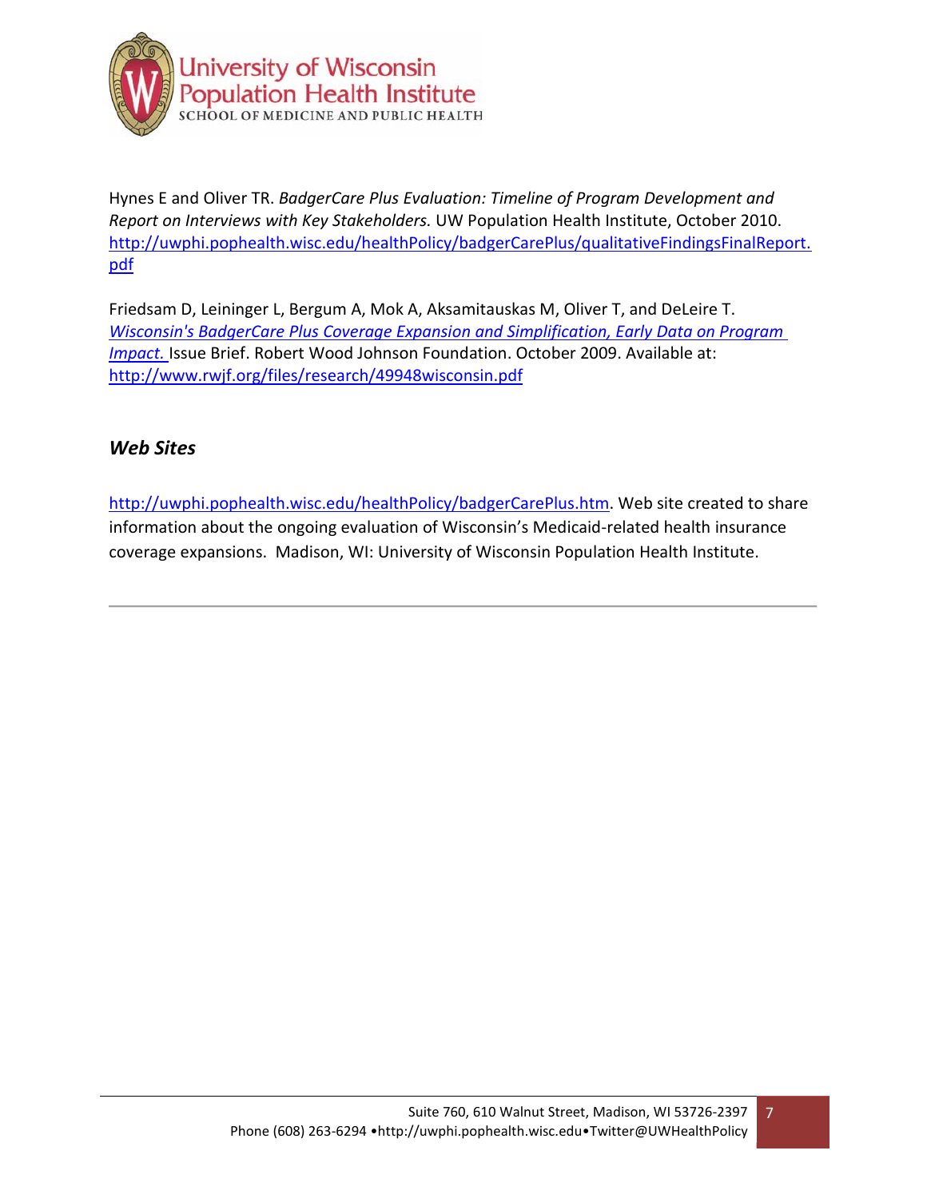Hynes E and Oliver TR. *BadgerCare Plus Evaluation: Timeline of Program Development and Report on Interviews with Key Stakeholders.* UW Population Health Institute, October 2010. http://uwphi.pophealth.wisc.edu/healthPolicy/badgerCarePlus/qualitativeFindingsFinalReport.pdf

Friedsam D, Leininger L, Bergum A, Mok A, Aksamitauskas M, Oliver T, and DeLeire T. *Wisconsin's BadgerCare Plus Coverage Expansion and Simplification, Early Data on Program Impact.* Issue Brief. Robert Wood Johnson Foundation. October 2009. Available at: http://www.rwjf.org/files/research/49948wisconsin.pdf

### *Web Sites*

http://uwphi.pophealth.wisc.edu/healthPolicy/badgerCarePlus.htm. Web site created to share information about the ongoing evaluation of Wisconsin's Medicaid-related health insurance coverage expansions. Madison, WI: University of Wisconsin Population Health Institute.